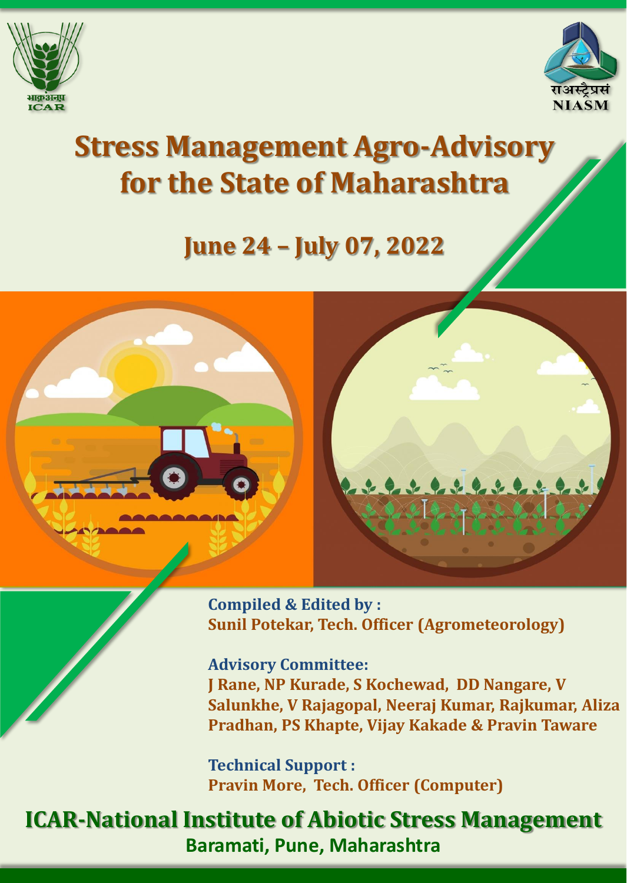भाकृअनुप
ICAR

राअस्ट्रैप्रसं
NIASM

# Stress Management Agro-Advisory for the State of Maharashtra

## June 24 – July 07, 2022

**Compiled & Edited by :**
**Sunil Potekar, Tech. Officer (Agrometeorology)**

**Advisory Committee:**
**J Rane, NP Kurade, S Kochewad, DD Nangare, V Salunkhe, V Rajagopal, Neeraj Kumar, Rajkumar, Aliza Pradhan, PS Khapte, Vijay Kakade & Pravin Taware**

**Technical Support :**
**Pravin More, Tech. Officer (Computer)**

## ICAR-National Institute of Abiotic Stress Management
**Baramati, Pune, Maharashtra**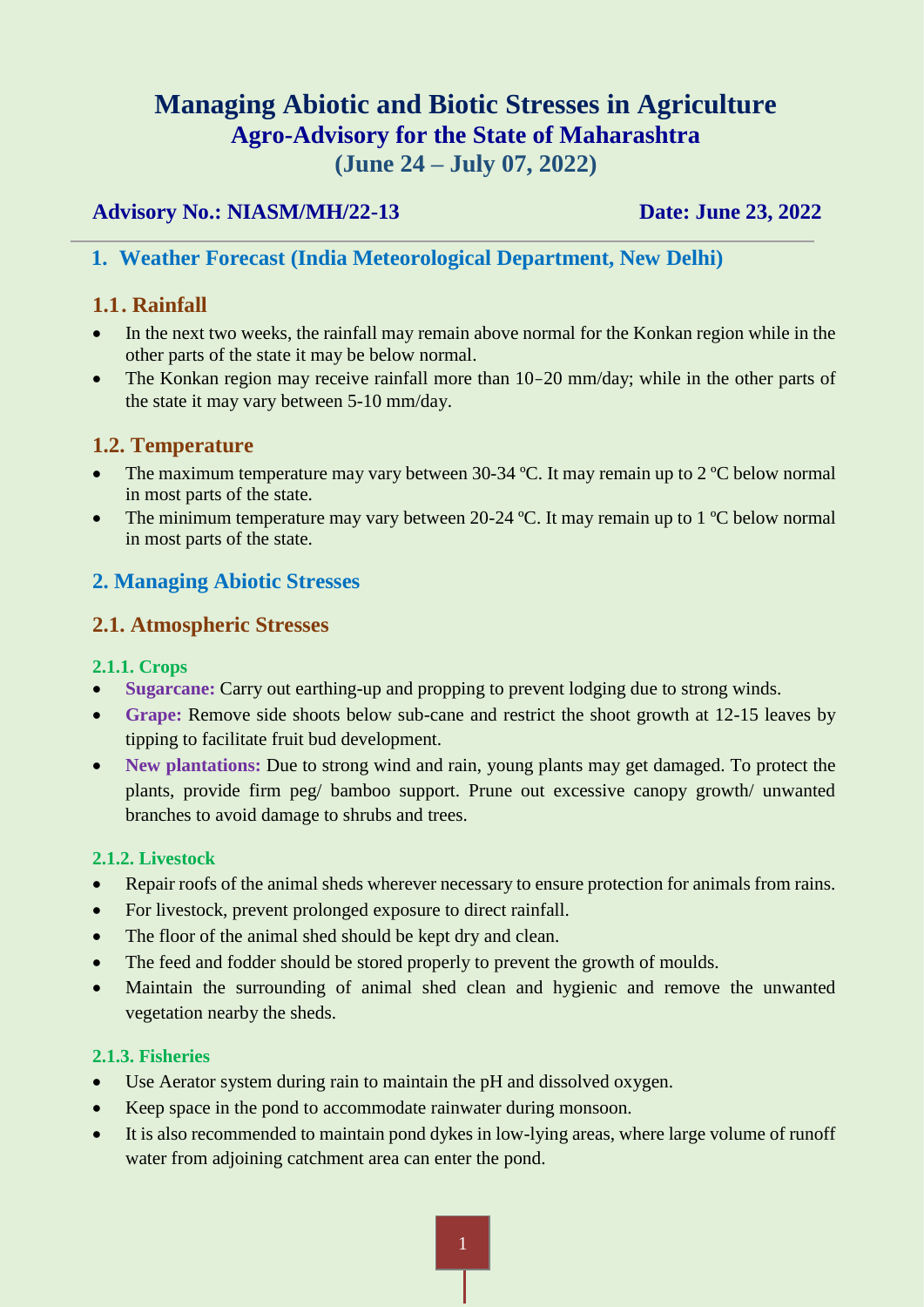# Managing Abiotic and Biotic Stresses in Agriculture

## Agro-Advisory for the State of Maharashtra

## (June 24 – July 07, 2022)

**Advisory No.: NIASM/MH/22-13** **Date: June 23, 2022**

## 1. Weather Forecast (India Meteorological Department, New Delhi)

### 1.1. Rainfall

- In the next two weeks, the rainfall may remain above normal for the Konkan region while in the other parts of the state it may be below normal.
- The Konkan region may receive rainfall more than 10–20 mm/day; while in the other parts of the state it may vary between 5-10 mm/day.

### 1.2. Temperature

- The maximum temperature may vary between 30-34 ºC. It may remain up to 2 ºC below normal in most parts of the state.
- The minimum temperature may vary between 20-24 ºC. It may remain up to 1 ºC below normal in most parts of the state.

## 2. Managing Abiotic Stresses

### 2.1. Atmospheric Stresses

#### 2.1.1. Crops

- **Sugarcane:** Carry out earthing-up and propping to prevent lodging due to strong winds.
- **Grape:** Remove side shoots below sub-cane and restrict the shoot growth at 12-15 leaves by tipping to facilitate fruit bud development.
- **New plantations:** Due to strong wind and rain, young plants may get damaged. To protect the plants, provide firm peg/ bamboo support. Prune out excessive canopy growth/ unwanted branches to avoid damage to shrubs and trees.

#### 2.1.2. Livestock

- Repair roofs of the animal sheds wherever necessary to ensure protection for animals from rains.
- For livestock, prevent prolonged exposure to direct rainfall.
- The floor of the animal shed should be kept dry and clean.
- The feed and fodder should be stored properly to prevent the growth of moulds.
- Maintain the surrounding of animal shed clean and hygienic and remove the unwanted vegetation nearby the sheds.

#### 2.1.3. Fisheries

- Use Aerator system during rain to maintain the pH and dissolved oxygen.
- Keep space in the pond to accommodate rainwater during monsoon.
- It is also recommended to maintain pond dykes in low-lying areas, where large volume of runoff water from adjoining catchment area can enter the pond.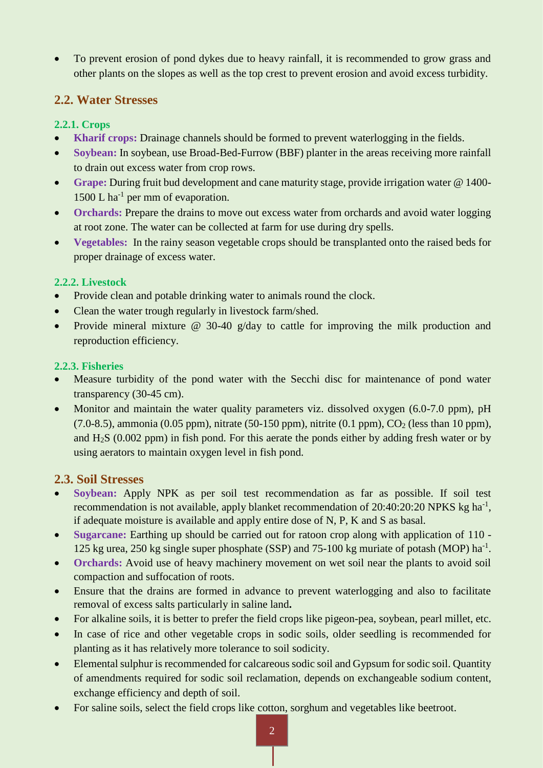- To prevent erosion of pond dykes due to heavy rainfall, it is recommended to grow grass and other plants on the slopes as well as the top crest to prevent erosion and avoid excess turbidity.

## 2.2. Water Stresses

### 2.2.1. Crops

- **Kharif crops:** Drainage channels should be formed to prevent waterlogging in the fields.
- **Soybean:** In soybean, use Broad-Bed-Furrow (BBF) planter in the areas receiving more rainfall to drain out excess water from crop rows.
- **Grape:** During fruit bud development and cane maturity stage, provide irrigation water @ 1400-1500 L $ha^{-1}$ per mm of evaporation.
- **Orchards:** Prepare the drains to move out excess water from orchards and avoid water logging at root zone. The water can be collected at farm for use during dry spells.
- **Vegetables:** In the rainy season vegetable crops should be transplanted onto the raised beds for proper drainage of excess water.

### 2.2.2. Livestock

- Provide clean and potable drinking water to animals round the clock.
- Clean the water trough regularly in livestock farm/shed.
- Provide mineral mixture @ 30-40 g/day to cattle for improving the milk production and reproduction efficiency.

### 2.2.3. Fisheries

- Measure turbidity of the pond water with the Secchi disc for maintenance of pond water transparency (30-45 cm).
- Monitor and maintain the water quality parameters viz. dissolved oxygen (6.0-7.0 ppm), pH (7.0-8.5), ammonia (0.05 ppm), nitrate (50-150 ppm), nitrite (0.1 ppm), $CO_2$ (less than 10 ppm), and $H_2S$ (0.002 ppm) in fish pond. For this aerate the ponds either by adding fresh water or by using aerators to maintain oxygen level in fish pond.

## 2.3. Soil Stresses

- **Soybean:** Apply NPK as per soil test recommendation as far as possible. If soil test recommendation is not available, apply blanket recommendation of 20:40:20:20 NPKS kg $ha^{-1}$, if adequate moisture is available and apply entire dose of N, P, K and S as basal.
- **Sugarcane:** Earthing up should be carried out for ratoon crop along with application of 110 - 125 kg urea, 250 kg single super phosphate (SSP) and 75-100 kg muriate of potash (MOP) $ha^{-1}$.
- **Orchards:** Avoid use of heavy machinery movement on wet soil near the plants to avoid soil compaction and suffocation of roots.
- Ensure that the drains are formed in advance to prevent waterlogging and also to facilitate removal of excess salts particularly in saline land**.**
- For alkaline soils, it is better to prefer the field crops like pigeon-pea, soybean, pearl millet, etc.
- In case of rice and other vegetable crops in sodic soils, older seedling is recommended for planting as it has relatively more tolerance to soil sodicity.
- Elemental sulphur is recommended for calcareous sodic soil and Gypsum for sodic soil. Quantity of amendments required for sodic soil reclamation, depends on exchangeable sodium content, exchange efficiency and depth of soil.
- For saline soils, select the field crops like cotton, sorghum and vegetables like beetroot.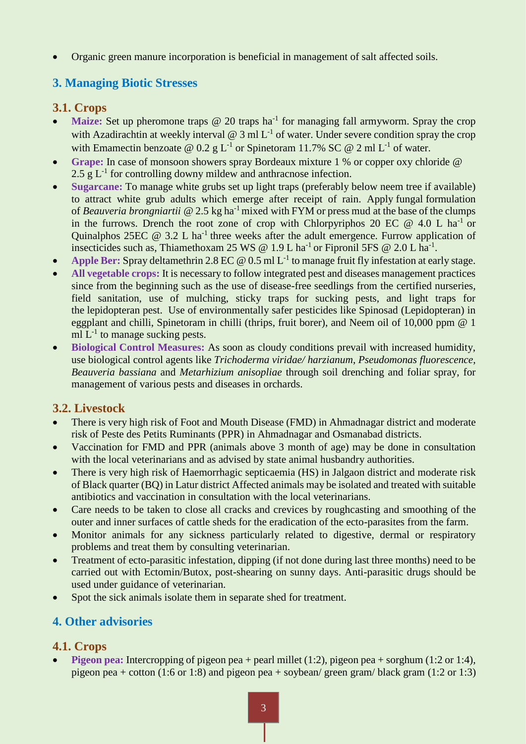- Organic green manure incorporation is beneficial in management of salt affected soils.

## 3. Managing Biotic Stresses

### 3.1. Crops

- **Maize:** Set up pheromone traps @ 20 traps $ha^{-1}$ for managing fall armyworm. Spray the crop with Azadirachtin at weekly interval @ 3 ml $L^{-1}$ of water. Under severe condition spray the crop with Emamectin benzoate @ 0.2 g $L^{-1}$ or Spinetoram 11.7% SC @ 2 ml $L^{-1}$ of water.
- **Grape:** In case of monsoon showers spray Bordeaux mixture 1 % or copper oxy chloride @ 2.5 g $L^{-1}$ for controlling downy mildew and anthracnose infection.
- **Sugarcane:** To manage white grubs set up light traps (preferably below neem tree if available) to attract white grub adults which emerge after receipt of rain. Apply fungal formulation of *Beauveria brongniartii* @ 2.5 kg $ha^{-1}$ mixed with FYM or press mud at the base of the clumps in the furrows. Drench the root zone of crop with Chlorpyriphos 20 EC @ 4.0 L $ha^{-1}$ or Quinalphos 25EC @ 3.2 L $ha^{-1}$ three weeks after the adult emergence. Furrow application of insecticides such as, Thiamethoxam 25 WS @ 1.9 L $ha^{-1}$ or Fipronil 5FS @ 2.0 L $ha^{-1}$.
- **Apple Ber:** Spray deltamethrin 2.8 EC @ 0.5 ml $L^{-1}$ to manage fruit fly infestation at early stage.
- **All vegetable crops:** It is necessary to follow integrated pest and diseases management practices since from the beginning such as the use of disease-free seedlings from the certified nurseries, field sanitation, use of mulching, sticky traps for sucking pests, and light traps for the lepidopteran pest. Use of environmentally safer pesticides like Spinosad (Lepidopteran) in eggplant and chilli, Spinetoram in chilli (thrips, fruit borer), and Neem oil of 10,000 ppm @ 1 ml $L^{-1}$ to manage sucking pests.
- **Biological Control Measures:** As soon as cloudy conditions prevail with increased humidity, use biological control agents like *Trichoderma viridae/ harzianum*, *Pseudomonas fluorescence*, *Beauveria bassiana* and *Metarhizium anisopliae* through soil drenching and foliar spray, for management of various pests and diseases in orchards.

### 3.2. Livestock

- There is very high risk of Foot and Mouth Disease (FMD) in Ahmadnagar district and moderate risk of Peste des Petits Ruminants (PPR) in Ahmadnagar and Osmanabad districts.
- Vaccination for FMD and PPR (animals above 3 month of age) may be done in consultation with the local veterinarians and as advised by state animal husbandry authorities.
- There is very high risk of Haemorrhagic septicaemia (HS) in Jalgaon district and moderate risk of Black quarter (BQ) in Latur district Affected animals may be isolated and treated with suitable antibiotics and vaccination in consultation with the local veterinarians.
- Care needs to be taken to close all cracks and crevices by roughcasting and smoothing of the outer and inner surfaces of cattle sheds for the eradication of the ecto-parasites from the farm.
- Monitor animals for any sickness particularly related to digestive, dermal or respiratory problems and treat them by consulting veterinarian.
- Treatment of ecto-parasitic infestation, dipping (if not done during last three months) need to be carried out with Ectomin/Butox, post-shearing on sunny days. Anti-parasitic drugs should be used under guidance of veterinarian.
- Spot the sick animals isolate them in separate shed for treatment.

## 4. Other advisories

### 4.1. Crops

- **Pigeon pea:** Intercropping of pigeon pea + pearl millet (1:2), pigeon pea + sorghum (1:2 or 1:4), pigeon pea + cotton (1:6 or 1:8) and pigeon pea + soybean/ green gram/ black gram (1:2 or 1:3)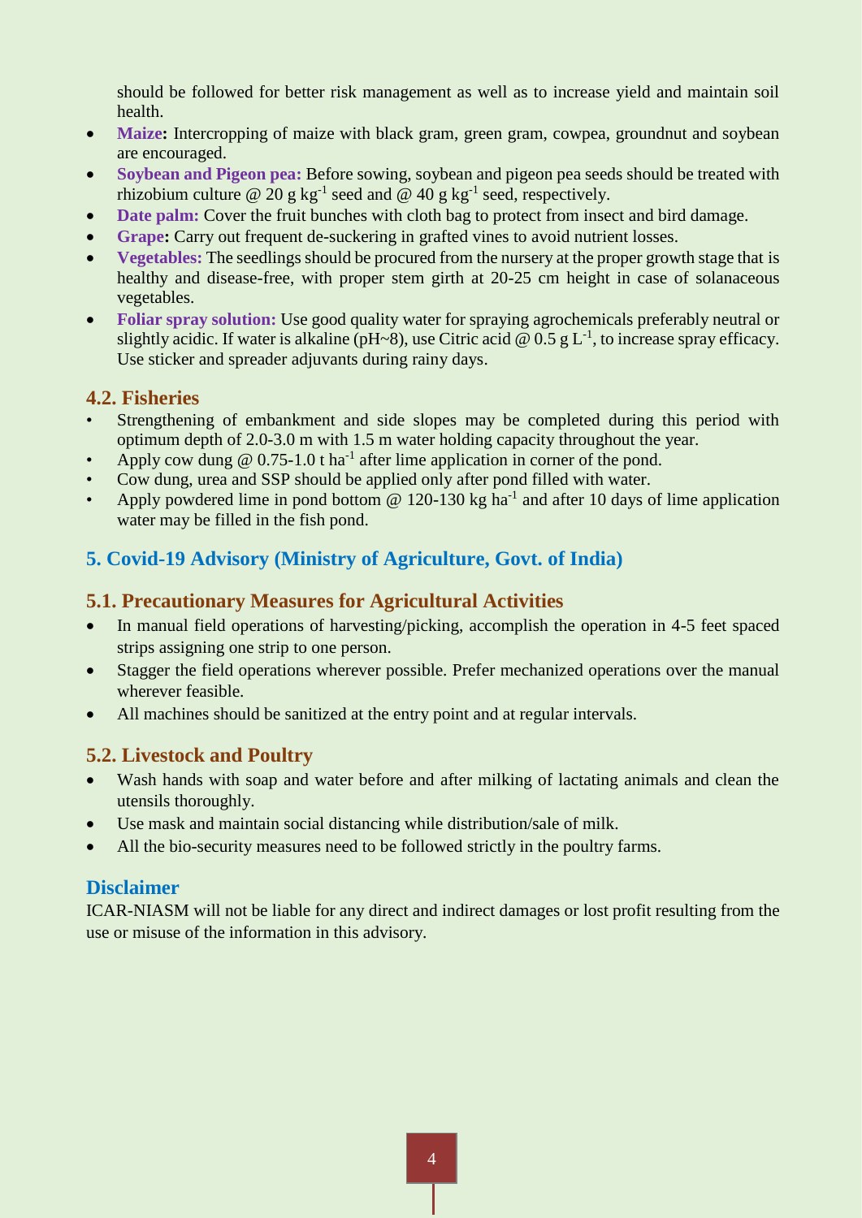should be followed for better risk management as well as to increase yield and maintain soil health.

- **Maize:** Intercropping of maize with black gram, green gram, cowpea, groundnut and soybean are encouraged.
- **Soybean and Pigeon pea:** Before sowing, soybean and pigeon pea seeds should be treated with rhizobium culture @ 20 g $kg^{-1}$ seed and @ 40 g $kg^{-1}$ seed, respectively.
- **Date palm:** Cover the fruit bunches with cloth bag to protect from insect and bird damage.
- **Grape:** Carry out frequent de-suckering in grafted vines to avoid nutrient losses.
- **Vegetables:** The seedlings should be procured from the nursery at the proper growth stage that is healthy and disease-free, with proper stem girth at 20-25 cm height in case of solanaceous vegetables.
- **Foliar spray solution:** Use good quality water for spraying agrochemicals preferably neutral or slightly acidic. If water is alkaline (pH~8), use Citric acid @ 0.5 g $L^{-1}$, to increase spray efficacy. Use sticker and spreader adjuvants during rainy days.

### 4.2. Fisheries

- Strengthening of embankment and side slopes may be completed during this period with optimum depth of 2.0-3.0 m with 1.5 m water holding capacity throughout the year.
- Apply cow dung @ 0.75-1.0 t $ha^{-1}$ after lime application in corner of the pond.
- Cow dung, urea and SSP should be applied only after pond filled with water.
- Apply powdered lime in pond bottom @ 120-130 kg $ha^{-1}$ and after 10 days of lime application water may be filled in the fish pond.

## 5. Covid-19 Advisory (Ministry of Agriculture, Govt. of India)

### 5.1. Precautionary Measures for Agricultural Activities

- In manual field operations of harvesting/picking, accomplish the operation in 4-5 feet spaced strips assigning one strip to one person.
- Stagger the field operations wherever possible. Prefer mechanized operations over the manual wherever feasible.
- All machines should be sanitized at the entry point and at regular intervals.

### 5.2. Livestock and Poultry

- Wash hands with soap and water before and after milking of lactating animals and clean the utensils thoroughly.
- Use mask and maintain social distancing while distribution/sale of milk.
- All the bio-security measures need to be followed strictly in the poultry farms.

## Disclaimer

ICAR-NIASM will not be liable for any direct and indirect damages or lost profit resulting from the use or misuse of the information in this advisory.